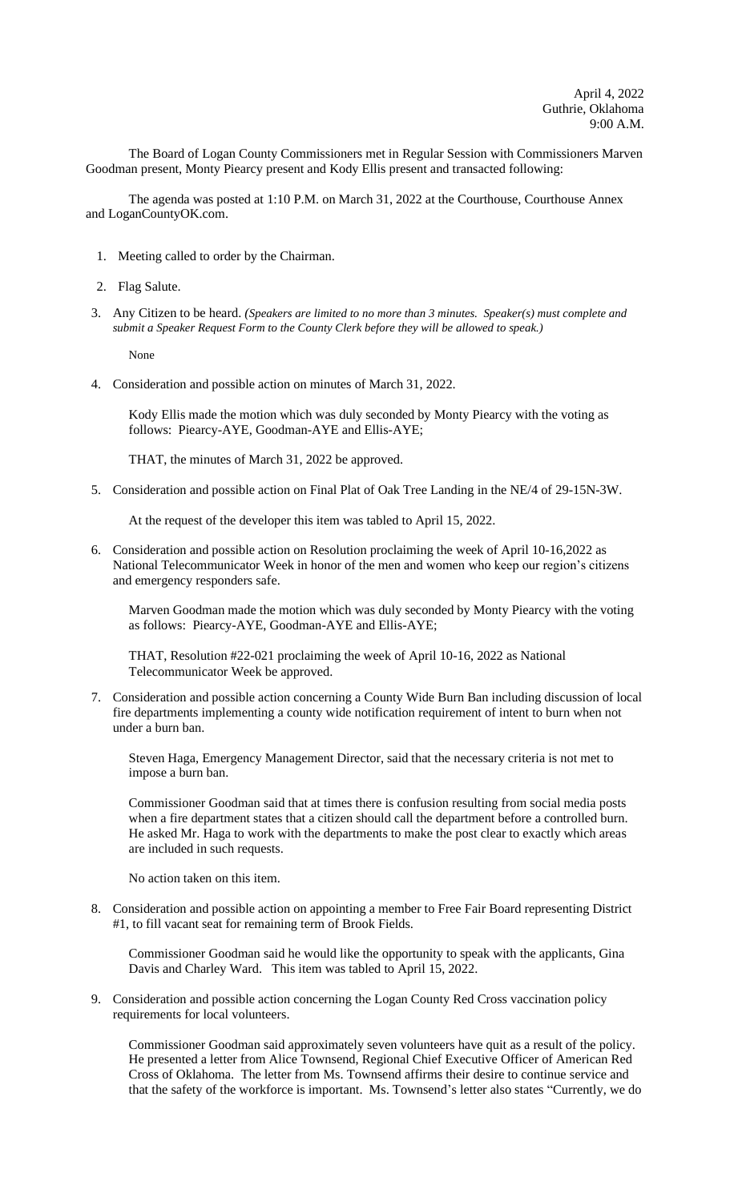April 4, 2022
Guthrie, Oklahoma
9:00 A.M.

The Board of Logan County Commissioners met in Regular Session with Commissioners Marven Goodman present, Monty Piearcy present and Kody Ellis present and transacted following:

The agenda was posted at 1:10 P.M. on March 31, 2022 at the Courthouse, Courthouse Annex and LoganCountyOK.com.

1. Meeting called to order by the Chairman.

2. Flag Salute.

3. Any Citizen to be heard. *(Speakers are limited to no more than 3 minutes. Speaker(s) must complete and submit a Speaker Request Form to the County Clerk before they will be allowed to speak.)*

   None

4. Consideration and possible action on minutes of March 31, 2022.

   Kody Ellis made the motion which was duly seconded by Monty Piearcy with the voting as follows: Piearcy-AYE, Goodman-AYE and Ellis-AYE;

   THAT, the minutes of March 31, 2022 be approved.

5. Consideration and possible action on Final Plat of Oak Tree Landing in the NE/4 of 29-15N-3W.

   At the request of the developer this item was tabled to April 15, 2022.

6. Consideration and possible action on Resolution proclaiming the week of April 10-16,2022 as National Telecommunicator Week in honor of the men and women who keep our region's citizens and emergency responders safe.

   Marven Goodman made the motion which was duly seconded by Monty Piearcy with the voting as follows: Piearcy-AYE, Goodman-AYE and Ellis-AYE;

   THAT, Resolution #22-021 proclaiming the week of April 10-16, 2022 as National Telecommunicator Week be approved.

7. Consideration and possible action concerning a County Wide Burn Ban including discussion of local fire departments implementing a county wide notification requirement of intent to burn when not under a burn ban.

   Steven Haga, Emergency Management Director, said that the necessary criteria is not met to impose a burn ban.

   Commissioner Goodman said that at times there is confusion resulting from social media posts when a fire department states that a citizen should call the department before a controlled burn. He asked Mr. Haga to work with the departments to make the post clear to exactly which areas are included in such requests.

   No action taken on this item.

8. Consideration and possible action on appointing a member to Free Fair Board representing District #1, to fill vacant seat for remaining term of Brook Fields.

   Commissioner Goodman said he would like the opportunity to speak with the applicants, Gina Davis and Charley Ward. This item was tabled to April 15, 2022.

9. Consideration and possible action concerning the Logan County Red Cross vaccination policy requirements for local volunteers.

   Commissioner Goodman said approximately seven volunteers have quit as a result of the policy. He presented a letter from Alice Townsend, Regional Chief Executive Officer of American Red Cross of Oklahoma. The letter from Ms. Townsend affirms their desire to continue service and that the safety of the workforce is important. Ms. Townsend's letter also states "Currently, we do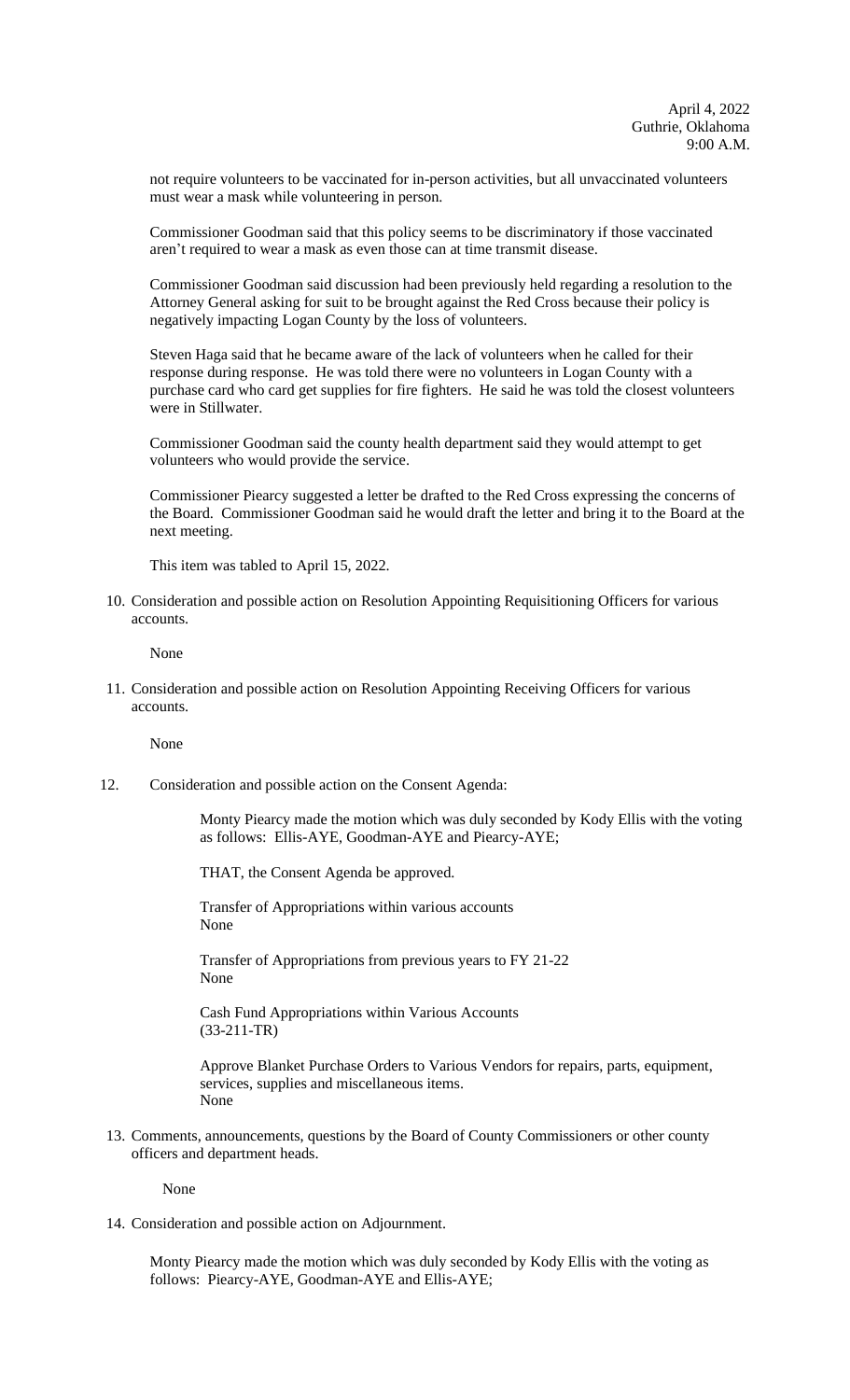April 4, 2022
Guthrie, Oklahoma
9:00 A.M.

not require volunteers to be vaccinated for in-person activities, but all unvaccinated volunteers must wear a mask while volunteering in person.

Commissioner Goodman said that this policy seems to be discriminatory if those vaccinated aren't required to wear a mask as even those can at time transmit disease.

Commissioner Goodman said discussion had been previously held regarding a resolution to the Attorney General asking for suit to be brought against the Red Cross because their policy is negatively impacting Logan County by the loss of volunteers.

Steven Haga said that he became aware of the lack of volunteers when he called for their response during response. He was told there were no volunteers in Logan County with a purchase card who card get supplies for fire fighters. He said he was told the closest volunteers were in Stillwater.

Commissioner Goodman said the county health department said they would attempt to get volunteers who would provide the service.

Commissioner Piearcy suggested a letter be drafted to the Red Cross expressing the concerns of the Board. Commissioner Goodman said he would draft the letter and bring it to the Board at the next meeting.

This item was tabled to April 15, 2022.

10. Consideration and possible action on Resolution Appointing Requisitioning Officers for various accounts.

    None

11. Consideration and possible action on Resolution Appointing Receiving Officers for various accounts.

    None

12. Consideration and possible action on the Consent Agenda:

    Monty Piearcy made the motion which was duly seconded by Kody Ellis with the voting as follows: Ellis-AYE, Goodman-AYE and Piearcy-AYE;

    THAT, the Consent Agenda be approved.

    Transfer of Appropriations within various accounts
    None

    Transfer of Appropriations from previous years to FY 21-22
    None

    Cash Fund Appropriations within Various Accounts
    (33-211-TR)

    Approve Blanket Purchase Orders to Various Vendors for repairs, parts, equipment, services, supplies and miscellaneous items.
    None

13. Comments, announcements, questions by the Board of County Commissioners or other county officers and department heads.

    None

14. Consideration and possible action on Adjournment.

    Monty Piearcy made the motion which was duly seconded by Kody Ellis with the voting as follows: Piearcy-AYE, Goodman-AYE and Ellis-AYE;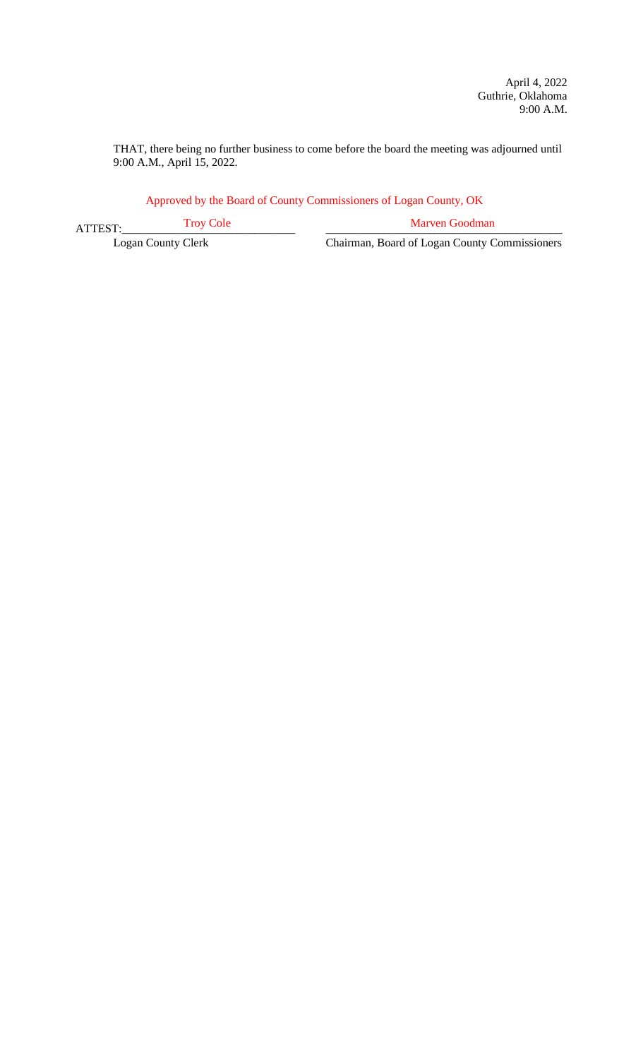April 4, 2022
Guthrie, Oklahoma
9:00 A.M.

THAT, there being no further business to come before the board the meeting was adjourned until 9:00 A.M., April 15, 2022.

Approved by the Board of County Commissioners of Logan County, OK

ATTEST: Troy Cole
Logan County Clerk

Marven Goodman
Chairman, Board of Logan County Commissioners